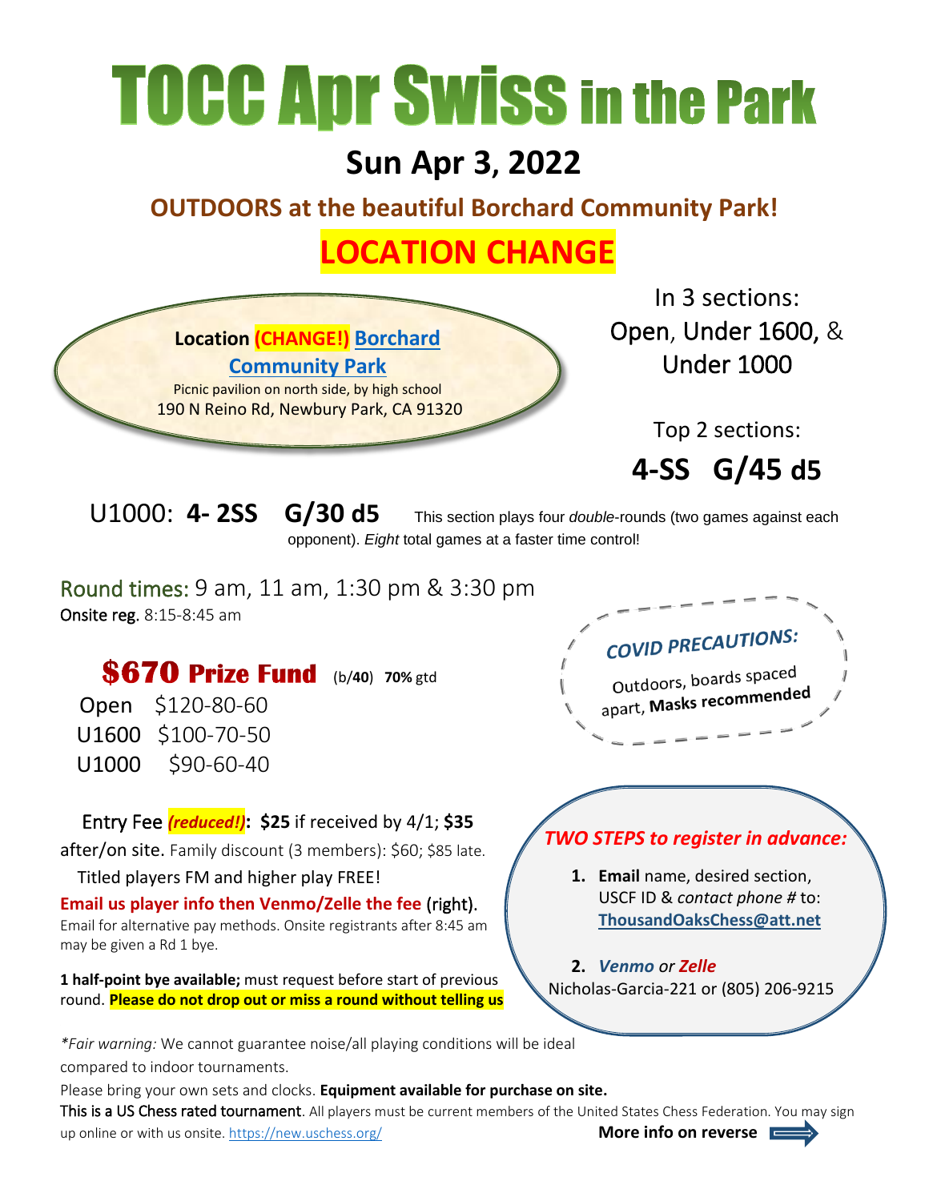# TOCC Apr Swiss in the Park

## Sun Apr 3, 2022

### OUTDOORS at the beautiful Borchard Community Park!

## LOCATION CHANGE

**Location (CHANGE!) Borchard Community Park**
Picnic pavilion on north side, by high school
190 N Reino Rd, Newbury Park, CA 91320

In 3 sections:
Open, Under 1600, & Under 1000

Top 2 sections:
**4-SS G/45 d5**

U1000: **4- 2SS G/30 d5** This section plays four *double*-rounds (two games against each opponent). *Eight* total games at a faster time control!

Round times: 9 am, 11 am, 1:30 pm & 3:30 pm
Onsite reg. 8:15-8:45 am

**$670 Prize Fund** (b/**40**) **70%** gtd

Open $120-80-60
U1600 $100-70-50
U1000 $90-60-40

**COVID PRECAUTIONS:**
Outdoors, boards spaced apart, **Masks recommended**

Entry Fee ***(reduced!)*****:** **$25** if received by 4/1; **$35** after/on site. Family discount (3 members): $60; $85 late.
Titled players FM and higher play FREE!
**Email us player info then Venmo/Zelle the fee** (right).
Email for alternative pay methods. Onsite registrants after 8:45 am may be given a Rd 1 bye.

**1 half-point bye available;** must request before start of previous round. **Please do not drop out or miss a round without telling us**

***TWO STEPS to register in advance:***

1. **Email** name, desired section, USCF ID & *contact phone #* to: **ThousandOaksChess@att.net**
2. ***Venmo*** *or* ***Zelle***
Nicholas-Garcia-221 or (805) 206-9215

**Fair warning:* We cannot guarantee noise/all playing conditions will be ideal compared to indoor tournaments.
Please bring your own sets and clocks. **Equipment available for purchase on site.**
This is a US Chess rated tournament. All players must be current members of the United States Chess Federation. You may sign up online or with us onsite. https://new.uschess.org/

**More info on reverse**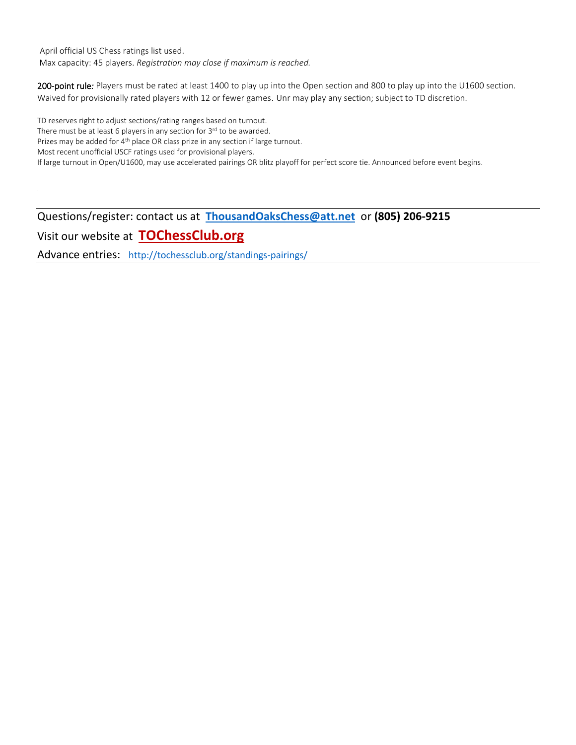April official US Chess ratings list used.
Max capacity: 45 players. *Registration may close if maximum is reached.*

**200-point rule***:* Players must be rated at least 1400 to play up into the Open section and 800 to play up into the U1600 section. Waived for provisionally rated players with 12 or fewer games. Unr may play any section; subject to TD discretion.

TD reserves right to adjust sections/rating ranges based on turnout.
There must be at least 6 players in any section for 3rd to be awarded.
Prizes may be added for 4th place OR class prize in any section if large turnout.
Most recent unofficial USCF ratings used for provisional players.
If large turnout in Open/U1600, may use accelerated pairings OR blitz playoff for perfect score tie. Announced before event begins.

---

Questions/register: contact us at **ThousandOaksChess@att.net** or **(805) 206-9215**

Visit our website at **TOChessClub.org**

Advance entries: http://tochessclub.org/standings-pairings/

---